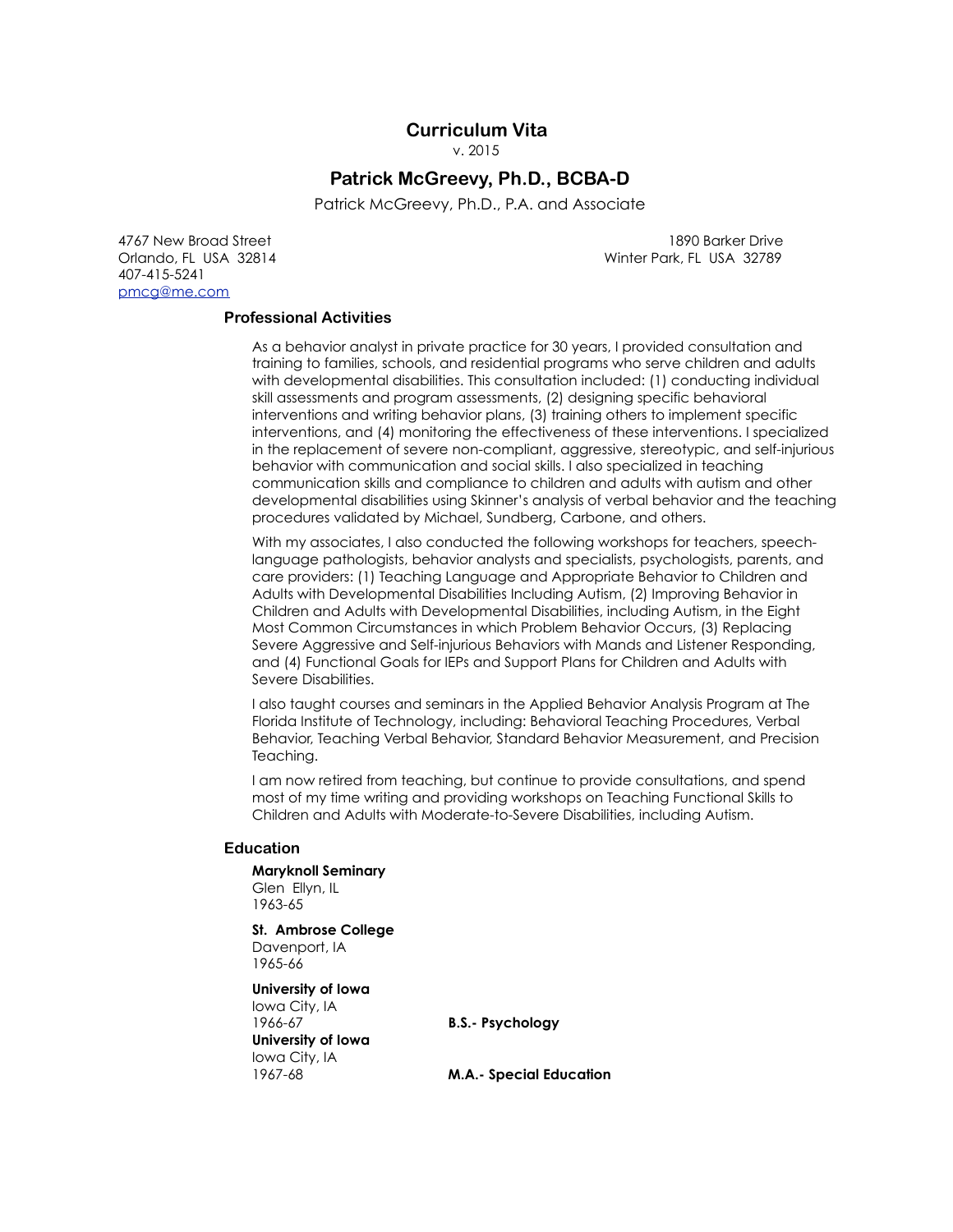# Curriculum Vita

v. 2015

## Patrick McGreevy, Ph.D., BCBA-D

Patrick McGreevy, Ph.D., P.A. and Associate

4767 New Broad Street
Orlando, FL USA 32814
407-415-5241
pmcg@me.com

1890 Barker Drive
Winter Park, FL USA 32789

### Professional Activities

As a behavior analyst in private practice for 30 years, I provided consultation and training to families, schools, and residential programs who serve children and adults with developmental disabilities. This consultation included: (1) conducting individual skill assessments and program assessments, (2) designing specific behavioral interventions and writing behavior plans, (3) training others to implement specific interventions, and (4) monitoring the effectiveness of these interventions. I specialized in the replacement of severe non-compliant, aggressive, stereotypic, and self-injurious behavior with communication and social skills. I also specialized in teaching communication skills and compliance to children and adults with autism and other developmental disabilities using Skinner's analysis of verbal behavior and the teaching procedures validated by Michael, Sundberg, Carbone, and others.

With my associates, I also conducted the following workshops for teachers, speech-language pathologists, behavior analysts and specialists, psychologists, parents, and care providers: (1) Teaching Language and Appropriate Behavior to Children and Adults with Developmental Disabilities Including Autism, (2) Improving Behavior in Children and Adults with Developmental Disabilities, including Autism, in the Eight Most Common Circumstances in which Problem Behavior Occurs, (3) Replacing Severe Aggressive and Self-injurious Behaviors with Mands and Listener Responding, and (4) Functional Goals for IEPs and Support Plans for Children and Adults with Severe Disabilities.

I also taught courses and seminars in the Applied Behavior Analysis Program at The Florida Institute of Technology, including: Behavioral Teaching Procedures, Verbal Behavior, Teaching Verbal Behavior, Standard Behavior Measurement, and Precision Teaching.

I am now retired from teaching, but continue to provide consultations, and spend most of my time writing and providing workshops on Teaching Functional Skills to Children and Adults with Moderate-to-Severe Disabilities, including Autism.

### Education

**Maryknoll Seminary**
Glen Ellyn, IL
1963-65

**St. Ambrose College**
Davenport, IA
1965-66

**University of Iowa**
Iowa City, IA
1966-67 — **B.S.- Psychology**

**University of Iowa**
Iowa City, IA
1967-68 — **M.A.- Special Education**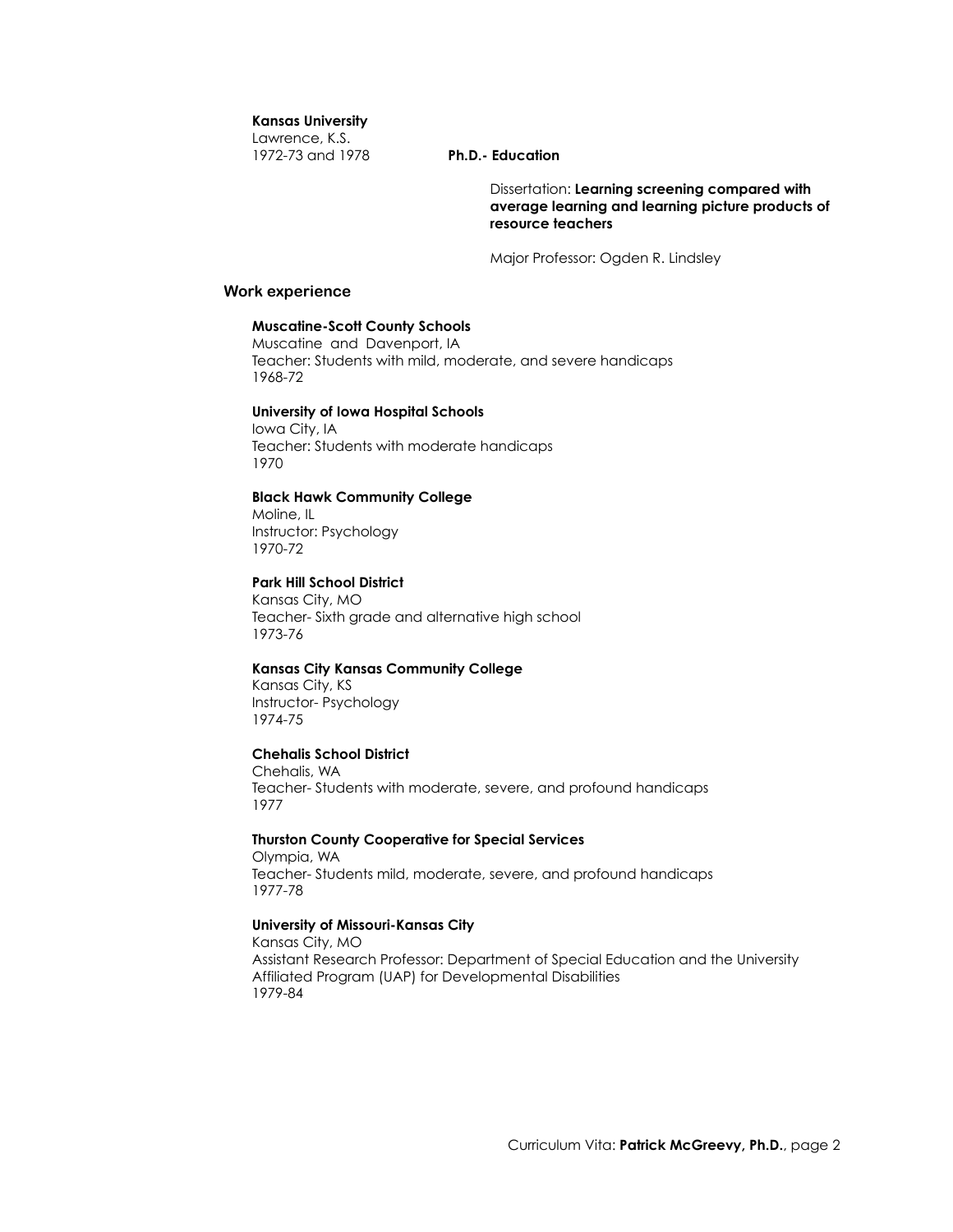**Kansas University**
Lawrence, K.S.
1972-73 and 1978 **Ph.D.- Education**

Dissertation: **Learning screening compared with average learning and learning picture products of resource teachers**

Major Professor: Ogden R. Lindsley

## Work experience

**Muscatine-Scott County Schools**
Muscatine and Davenport, IA
Teacher: Students with mild, moderate, and severe handicaps
1968-72

**University of Iowa Hospital Schools**
Iowa City, IA
Teacher: Students with moderate handicaps
1970

**Black Hawk Community College**
Moline, IL
Instructor: Psychology
1970-72

**Park Hill School District**
Kansas City, MO
Teacher- Sixth grade and alternative high school
1973-76

**Kansas City Kansas Community College**
Kansas City, KS
Instructor- Psychology
1974-75

**Chehalis School District**
Chehalis, WA
Teacher- Students with moderate, severe, and profound handicaps
1977

**Thurston County Cooperative for Special Services**
Olympia, WA
Teacher- Students mild, moderate, severe, and profound handicaps
1977-78

**University of Missouri-Kansas City**
Kansas City, MO
Assistant Research Professor: Department of Special Education and the University Affiliated Program (UAP) for Developmental Disabilities
1979-84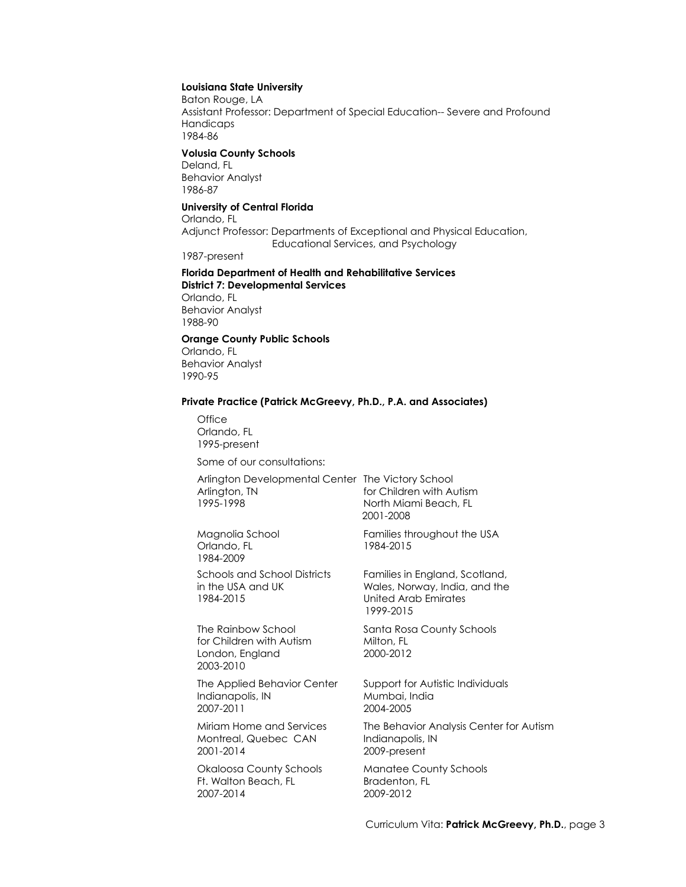**Louisiana State University**
Baton Rouge, LA
Assistant Professor: Department of Special Education-- Severe and Profound Handicaps
1984-86

**Volusia County Schools**
Deland, FL
Behavior Analyst
1986-87

**University of Central Florida**
Orlando, FL
Adjunct Professor: Departments of Exceptional and Physical Education, Educational Services, and Psychology
1987-present

**Florida Department of Health and Rehabilitative Services**
**District 7: Developmental Services**
Orlando, FL
Behavior Analyst
1988-90

**Orange County Public Schools**
Orlando, FL
Behavior Analyst
1990-95

**Private Practice (Patrick McGreevy, Ph.D., P.A. and Associates)**

Office
Orlando, FL
1995-present

Some of our consultations:

Arlington Developmental Center
Arlington, TN
1995-1998

The Victory School for Children with Autism
North Miami Beach, FL
2001-2008

Magnolia School
Orlando, FL
1984-2009

Families throughout the USA
1984-2015

Schools and School Districts in the USA and UK
1984-2015

Families in England, Scotland, Wales, Norway, India, and the United Arab Emirates
1999-2015

The Rainbow School for Children with Autism
London, England
2003-2010

Santa Rosa County Schools
Milton, FL
2000-2012

The Applied Behavior Center
Indianapolis, IN
2007-2011

Support for Autistic Individuals
Mumbai, India
2004-2005

Miriam Home and Services
Montreal, Quebec CAN
2001-2014

The Behavior Analysis Center for Autism
Indianapolis, IN
2009-present

Okaloosa County Schools
Ft. Walton Beach, FL
2007-2014

Manatee County Schools
Bradenton, FL
2009-2012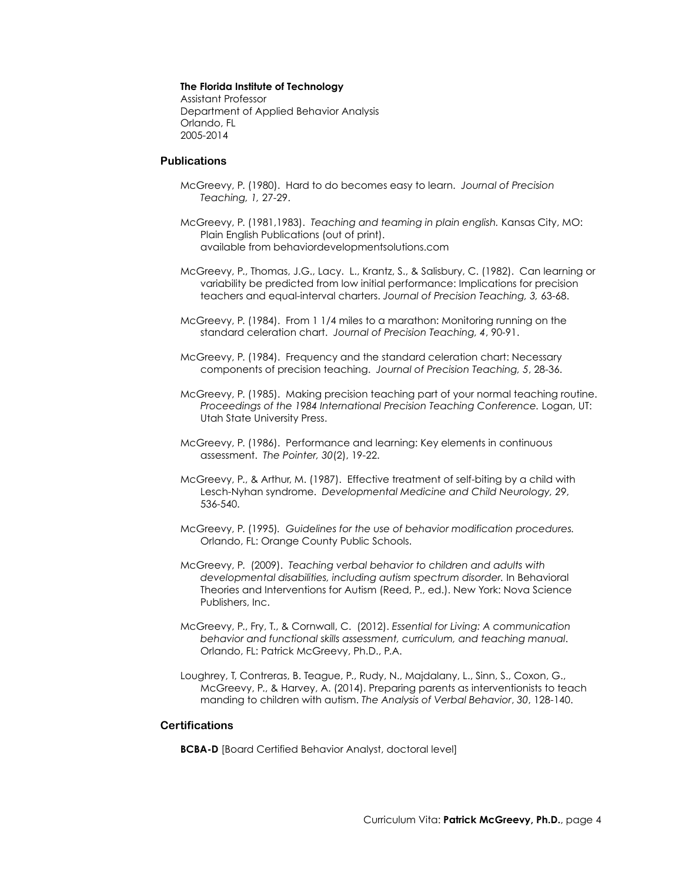**The Florida Institute of Technology**
Assistant Professor
Department of Applied Behavior Analysis
Orlando, FL
2005-2014

## Publications

McGreevy, P. (1980). Hard to do becomes easy to learn. *Journal of Precision Teaching, 1,* 27-29.

McGreevy, P. (1981,1983). *Teaching and teaming in plain english.* Kansas City, MO: Plain English Publications (out of print).
available from behaviordevelopmentsolutions.com

McGreevy, P., Thomas, J.G., Lacy. L., Krantz, S., & Salisbury, C. (1982). Can learning or variability be predicted from low initial performance: Implications for precision teachers and equal-interval charters. *Journal of Precision Teaching, 3,* 63-68.

McGreevy, P. (1984). From 1 1/4 miles to a marathon: Monitoring running on the standard celeration chart. *Journal of Precision Teaching, 4*, 90-91.

McGreevy, P. (1984). Frequency and the standard celeration chart: Necessary components of precision teaching. *Journal of Precision Teaching, 5*, 28-36.

McGreevy, P. (1985). Making precision teaching part of your normal teaching routine. *Proceedings of the 1984 International Precision Teaching Conference.* Logan, UT: Utah State University Press.

McGreevy, P. (1986). Performance and learning: Key elements in continuous assessment. *The Pointer, 30*(2), 19-22.

McGreevy, P., & Arthur, M. (1987). Effective treatment of self-biting by a child with Lesch-Nyhan syndrome. *Developmental Medicine and Child Neurology, 29*, 536-540.

McGreevy, P. (1995). *Guidelines for the use of behavior modification procedures.* Orlando, FL: Orange County Public Schools.

McGreevy, P. (2009). *Teaching verbal behavior to children and adults with developmental disabilities, including autism spectrum disorder.* In Behavioral Theories and Interventions for Autism (Reed, P., ed.). New York: Nova Science Publishers, Inc.

McGreevy, P., Fry, T., & Cornwall, C. (2012). *Essential for Living: A communication behavior and functional skills assessment, curriculum, and teaching manual*. Orlando, FL: Patrick McGreevy, Ph.D., P.A.

Loughrey, T, Contreras, B. Teague, P., Rudy, N., Majdalany, L., Sinn, S., Coxon, G., McGreevy, P., & Harvey, A. (2014). Preparing parents as interventionists to teach manding to children with autism. *The Analysis of Verbal Behavior*, *30*, 128-140.

## Certifications

**BCBA-D** [Board Certified Behavior Analyst, doctoral level]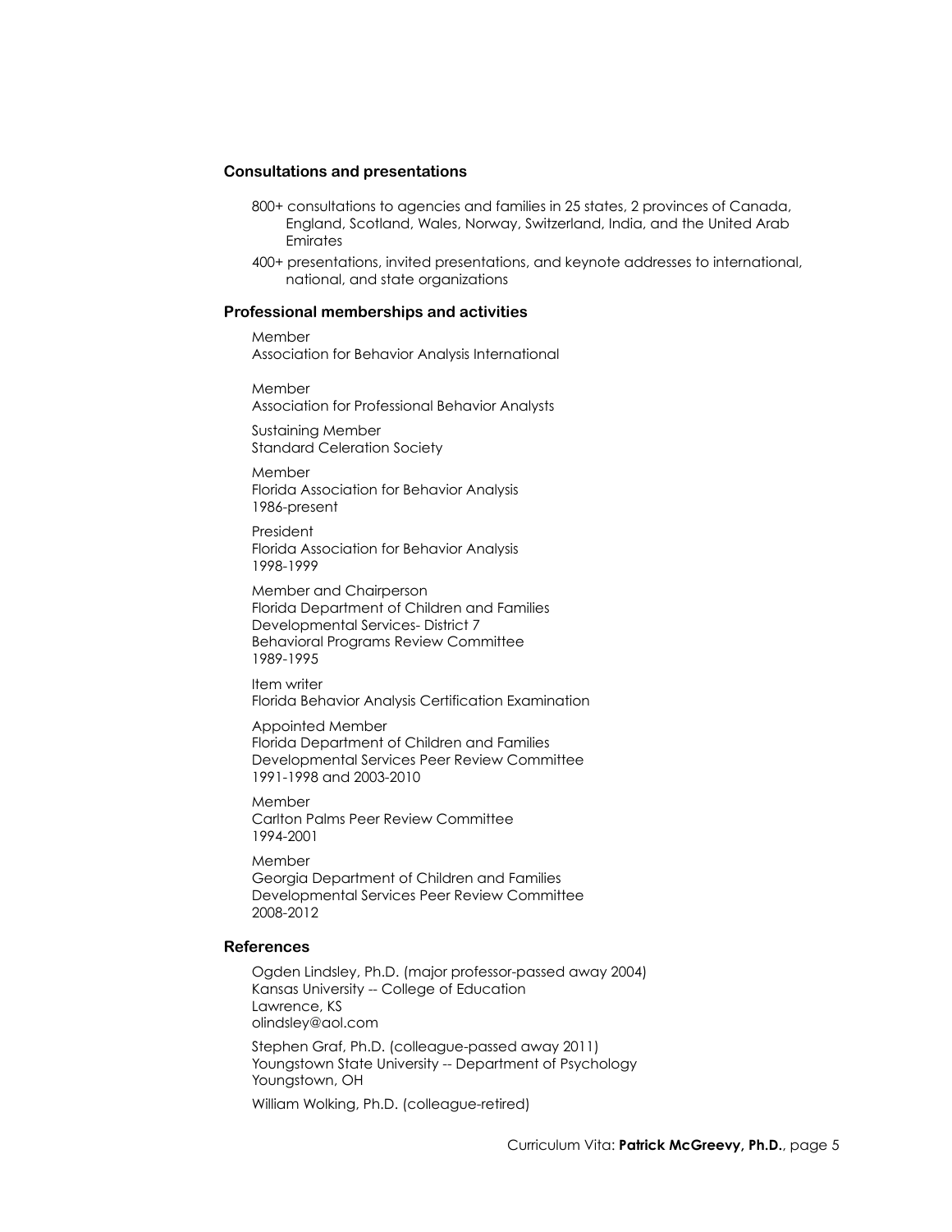### Consultations and presentations

800+ consultations to agencies and families in 25 states, 2 provinces of Canada, England, Scotland, Wales, Norway, Switzerland, India, and the United Arab Emirates

400+ presentations, invited presentations, and keynote addresses to international, national, and state organizations

### Professional memberships and activities

Member
Association for Behavior Analysis International

Member
Association for Professional Behavior Analysts

Sustaining Member
Standard Celeration Society

Member
Florida Association for Behavior Analysis
1986-present

President
Florida Association for Behavior Analysis
1998-1999

Member and Chairperson
Florida Department of Children and Families
Developmental Services- District 7
Behavioral Programs Review Committee
1989-1995

Item writer
Florida Behavior Analysis Certification Examination

Appointed Member
Florida Department of Children and Families
Developmental Services Peer Review Committee
1991-1998 and 2003-2010

Member
Carlton Palms Peer Review Committee
1994-2001

Member
Georgia Department of Children and Families
Developmental Services Peer Review Committee
2008-2012

### References

Ogden Lindsley, Ph.D. (major professor-passed away 2004)
Kansas University -- College of Education
Lawrence, KS
olindsley@aol.com

Stephen Graf, Ph.D. (colleague-passed away 2011)
Youngstown State University -- Department of Psychology
Youngstown, OH

William Wolking, Ph.D. (colleague-retired)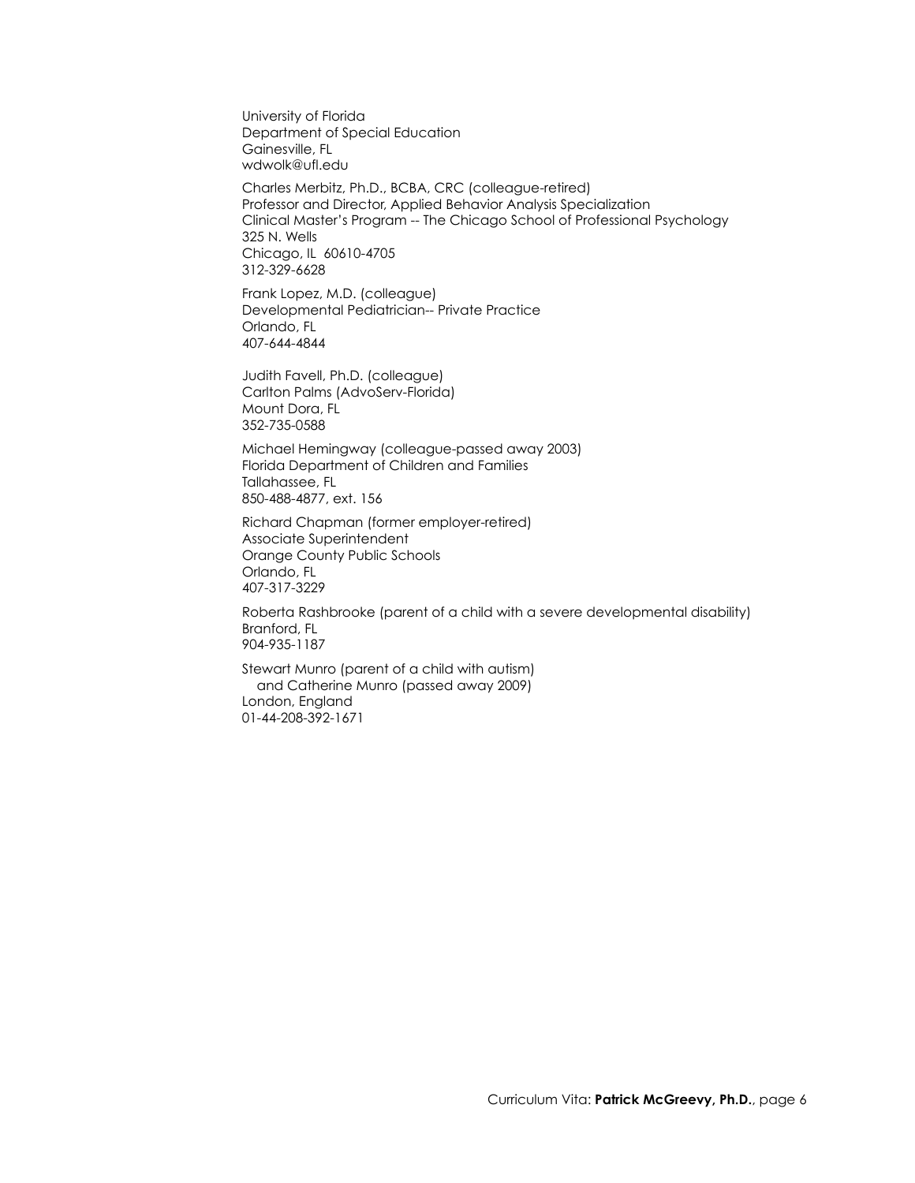University of Florida
Department of Special Education
Gainesville, FL
wdwolk@ufl.edu

Charles Merbitz, Ph.D., BCBA, CRC (colleague-retired)
Professor and Director, Applied Behavior Analysis Specialization
Clinical Master's Program -- The Chicago School of Professional Psychology
325 N. Wells
Chicago, IL 60610-4705
312-329-6628

Frank Lopez, M.D. (colleague)
Developmental Pediatrician-- Private Practice
Orlando, FL
407-644-4844

Judith Favell, Ph.D. (colleague)
Carlton Palms (AdvoServ-Florida)
Mount Dora, FL
352-735-0588

Michael Hemingway (colleague-passed away 2003)
Florida Department of Children and Families
Tallahassee, FL
850-488-4877, ext. 156

Richard Chapman (former employer-retired)
Associate Superintendent
Orange County Public Schools
Orlando, FL
407-317-3229

Roberta Rashbrooke (parent of a child with a severe developmental disability)
Branford, FL
904-935-1187

Stewart Munro (parent of a child with autism)
and Catherine Munro (passed away 2009)
London, England
01-44-208-392-1671